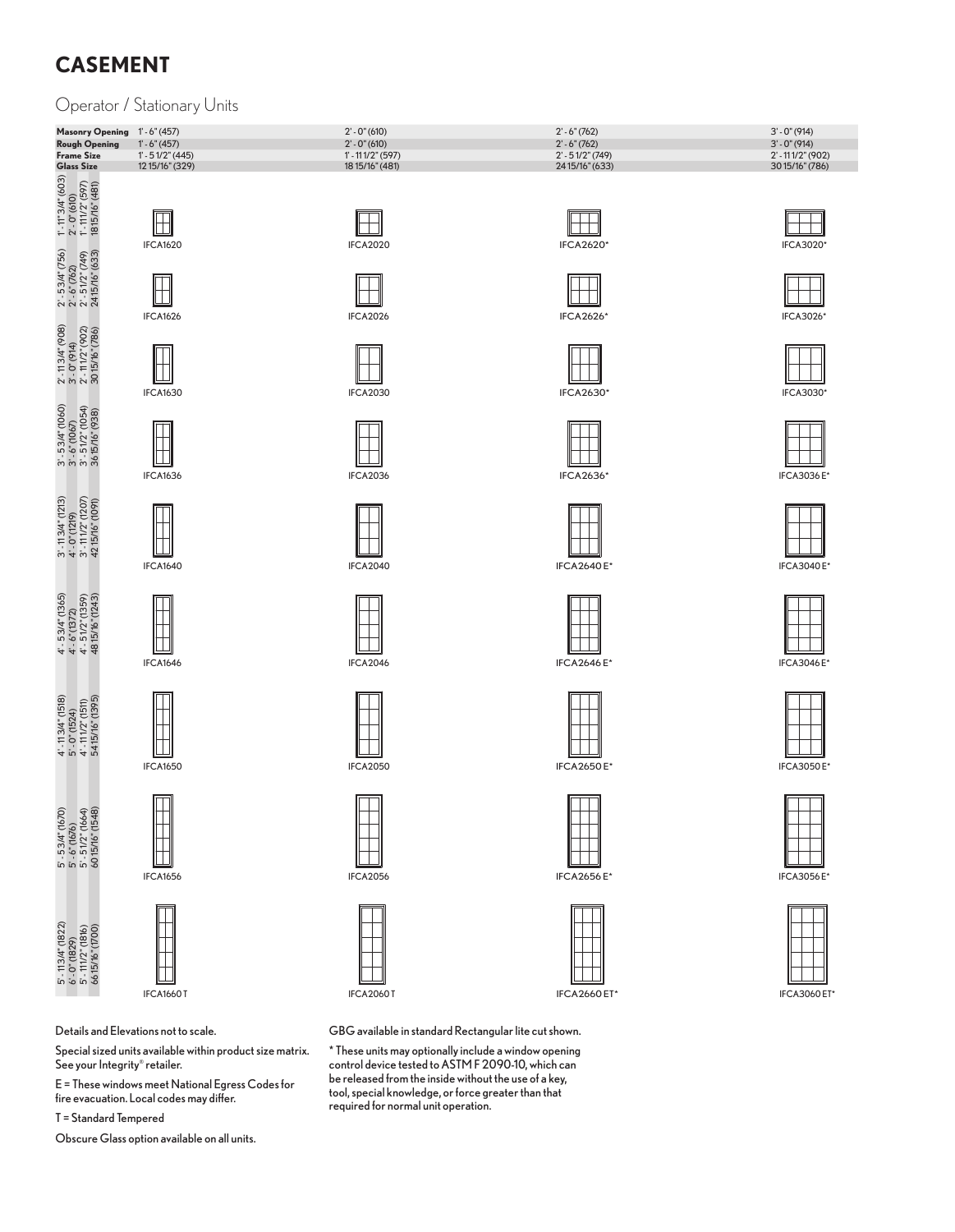# CASEMENT

## Operator / Stationary Units

| Masonry Opening | Rough Opening | Frame Size | Glass Size | 1' - 6" (457) / 1' - 6" (457) / 1' - 5 1/2" (445) / 12 15/16" (329) | 2' - 0" (610) / 2' - 0" (610) / 1' - 11 1/2" (597) / 18 15/16" (481) | 2' - 6" (762) / 2' - 6" (762) / 2' - 5 1/2" (749) / 24 15/16" (633) | 3' - 0" (914) / 3' - 0" (914) / 2' - 11 1/2" (902) / 30 15/16" (786) |
|---|---|---|---|---|---|---|---|
| 1' - 11" 3/4" (603) | 2' - 0" (610) | 1' - 11 1/2" (597) | 18 15/16" (481) | IFCA1620 | IFCA2020 | IFCA2620* | IFCA3020* |
| 2' - 5 3/4" (756) | 2' - 6" (762) | 2' - 5 1/2" (749) | 24 15/16" (633) | IFCA1626 | IFCA2026 | IFCA2626* | IFCA3026* |
| 2' - 11 3/4" (908) | 3' - 0" (914) | 2' - 11 1/2" (902) | 30 15/16" (786) | IFCA1630 | IFCA2030 | IFCA2630* | IFCA3030* |
| 3' - 5 3/4" (1060) | 3' - 6" (1067) | 3' - 5 1/2" (1054) | 36 15/16" (938) | IFCA1636 | IFCA2036 | IFCA2636* | IFCA3036 E* |
| 3' - 11 3/4" (1213) | 4' - 0" (1219) | 3' - 11 1/2" (1207) | 42 15/16" (1091) | IFCA1640 | IFCA2040 | IFCA2640 E* | IFCA3040 E* |
| 4' - 5 3/4" (1365) | 4' - 6" (1372) | 4' - 5 1/2" (1359) | 48 15/16" (1243) | IFCA1646 | IFCA2046 | IFCA2646 E* | IFCA3046 E* |
| 4' - 11 3/4" (1518) | 5' - 0" (1524) | 4' - 11 1/2" (1511) | 54 15/16" (1395) | IFCA1650 | IFCA2050 | IFCA2650 E* | IFCA3050 E* |
| 5' - 5 3/4" (1670) | 5' - 6" (1676) | 5' - 5 1/2" (1664) | 60 15/16" (1548) | IFCA1656 | IFCA2056 | IFCA2656 E* | IFCA3056 E* |
| 5' - 11 3/4" (1822) | 6' - 0" (1829) | 5' - 11 1/2" (1816) | 66 15/16" (1700) | IFCA1660 T | IFCA2060 T | IFCA2660 ET* | IFCA3060 ET* |

Details and Elevations not to scale.

Special sized units available within product size matrix. See your Integrity® retailer.

E = These windows meet National Egress Codes for fire evacuation. Local codes may differ.

T = Standard Tempered

Obscure Glass option available on all units.

GBG available in standard Rectangular lite cut shown.

* These units may optionally include a window opening control device tested to ASTM F 2090-10, which can be released from the inside without the use of a key, tool, special knowledge, or force greater than that required for normal unit operation.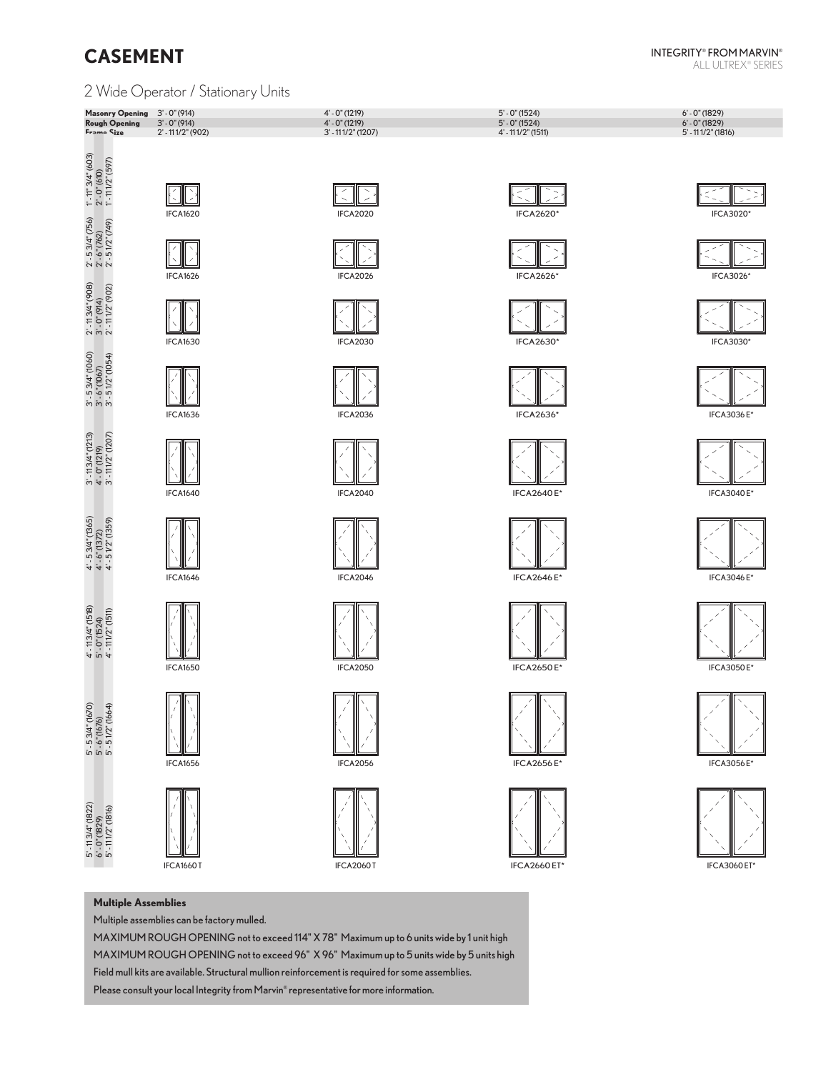# CASEMENT

INTEGRITY® FROM MARVIN®
ALL ULTREX® SERIES

## 2 Wide Operator / Stationary Units

| Masonry Opening / Rough Opening / Frame Size | 3' - 0" (914) / 3' - 0" (914) / 2' - 11 1/2" (902) | 4' - 0" (1219) / 4' - 0" (1219) / 3' - 11 1/2" (1207) | 5' - 0" (1524) / 5' - 0" (1524) / 4' - 11 1/2" (1511) | 6' - 0" (1829) / 6' - 0" (1829) / 5' - 11 1/2" (1816) |
|---|---|---|---|---|
| 1' - 11 3/4" (603) / 2' - 0" (610) / 1' - 11 1/2" (597) | IFCA1620 | IFCA2020 | IFCA2620* | IFCA3020* |
| 2' - 5 3/4" (756) / 2' - 6" (762) / 2' - 5 1/2" (749) | IFCA1626 | IFCA2026 | IFCA2626* | IFCA3026* |
| 2' - 11 3/4" (908) / 3' - 0" (914) / 2' - 11 1/2" (902) | IFCA1630 | IFCA2030 | IFCA2630* | IFCA3030* |
| 3' - 5 3/4" (1060) / 3' - 6" (1067) / 3' - 5 1/2" (1054) | IFCA1636 | IFCA2036 | IFCA2636* | IFCA3036 E* |
| 3' - 11 3/4" (1213) / 4' - 0" (1219) / 3' - 11 1/2" (1207) | IFCA1640 | IFCA2040 | IFCA2640 E* | IFCA3040 E* |
| 4' - 5 3/4" (1365) / 4' - 6" (1372) / 4' - 5 1/2" (1359) | IFCA1646 | IFCA2046 | IFCA2646 E* | IFCA3046 E* |
| 4' - 11 3/4" (1518) / 5' - 0" (1524) / 4' - 11 1/2" (1511) | IFCA1650 | IFCA2050 | IFCA2650 E* | IFCA3050 E* |
| 5' - 5 3/4" (1670) / 5' - 6" (1676) / 5' - 5 1/2" (1664) | IFCA1656 | IFCA2056 | IFCA2656 E* | IFCA3056 E* |
| 5' - 11 3/4" (1822) / 6' - 0" (1829) / 5' - 11 1/2" (1816) | IFCA1660 T | IFCA2060 T | IFCA2660 ET* | IFCA3060 ET* |

**Multiple Assemblies**

Multiple assemblies can be factory mulled.

MAXIMUM ROUGH OPENING not to exceed 114" X 78" Maximum up to 6 units wide by 1 unit high

MAXIMUM ROUGH OPENING not to exceed 96" X 96" Maximum up to 5 units wide by 5 units high

Field mull kits are available. Structural mullion reinforcement is required for some assemblies.

Please consult your local Integrity from Marvin® representative for more information.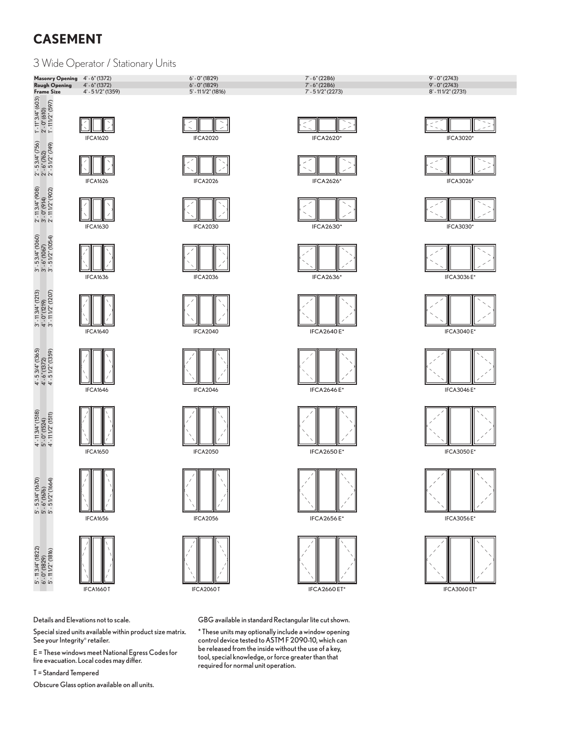# CASEMENT

## 3 Wide Operator / Stationary Units

| Masonry Opening / Rough Opening / Frame Size | 4' - 6" (1372) / 4' - 6" (1372) / 4' - 5 1/2" (1359) | 6' - 0" (1829) / 6' - 0" (1829) / 5' - 11 1/2" (1816) | 7' - 6" (2286) / 7' - 6" (2286) / 7' - 5 1/2" (2273) | 9' - 0" (2743) / 9' - 0" (2743) / 8' - 11 1/2" (2731) |
|---|---|---|---|---|
| 1' - 11 3/4" (603) / 2' - 0" (610) / 1' - 11 1/2" (597) | IFCA1620 | IFCA2020 | IFCA2620* | IFCA3020* |
| 2' - 5 3/4" (756) / 2' - 6" (762) / 2' - 5 1/2" (749) | IFCA1626 | IFCA2026 | IFCA2626* | IFCA3026* |
| 2' - 11 3/4" (908) / 3' - 0" (914) / 2' - 11 1/2" (902) | IFCA1630 | IFCA2030 | IFCA2630* | IFCA3030* |
| 3' - 5 3/4" (1060) / 3' - 6" (1067) / 3' - 5 1/2" (1054) | IFCA1636 | IFCA2036 | IFCA2636* | IFCA3036 E* |
| 3' - 11 3/4" (1213) / 4' - 0" (1219) / 3' - 11 1/2" (1207) | IFCA1640 | IFCA2040 | IFCA2640 E* | IFCA3040 E* |
| 4' - 5 3/4" (1365) / 4' - 6" (1372) / 4' - 5 1/2" (1359) | IFCA1646 | IFCA2046 | IFCA2646 E* | IFCA3046 E* |
| 4' - 11 3/4" (1518) / 5' - 0" (1524) / 4' - 11 1/2" (1511) | IFCA1650 | IFCA2050 | IFCA2650 E* | IFCA3050 E* |
| 5' - 5 3/4" (1670) / 5' - 6" (1676) / 5' - 5 1/2" (1664) | IFCA1656 | IFCA2056 | IFCA2656 E* | IFCA3056 E* |
| 5' - 11 3/4" (1822) / 6' - 0" (1829) / 5' - 11 1/2" (1816) | IFCA1660 T | IFCA2060 T | IFCA2660 ET* | IFCA3060 ET* |

Details and Elevations not to scale.

Special sized units available within product size matrix. See your Integrity® retailer.

E = These windows meet National Egress Codes for fire evacuation. Local codes may differ.

T = Standard Tempered

Obscure Glass option available on all units.

GBG available in standard Rectangular lite cut shown.

* These units may optionally include a window opening control device tested to ASTM F 2090-10, which can be released from the inside without the use of a key, tool, special knowledge, or force greater than that required for normal unit operation.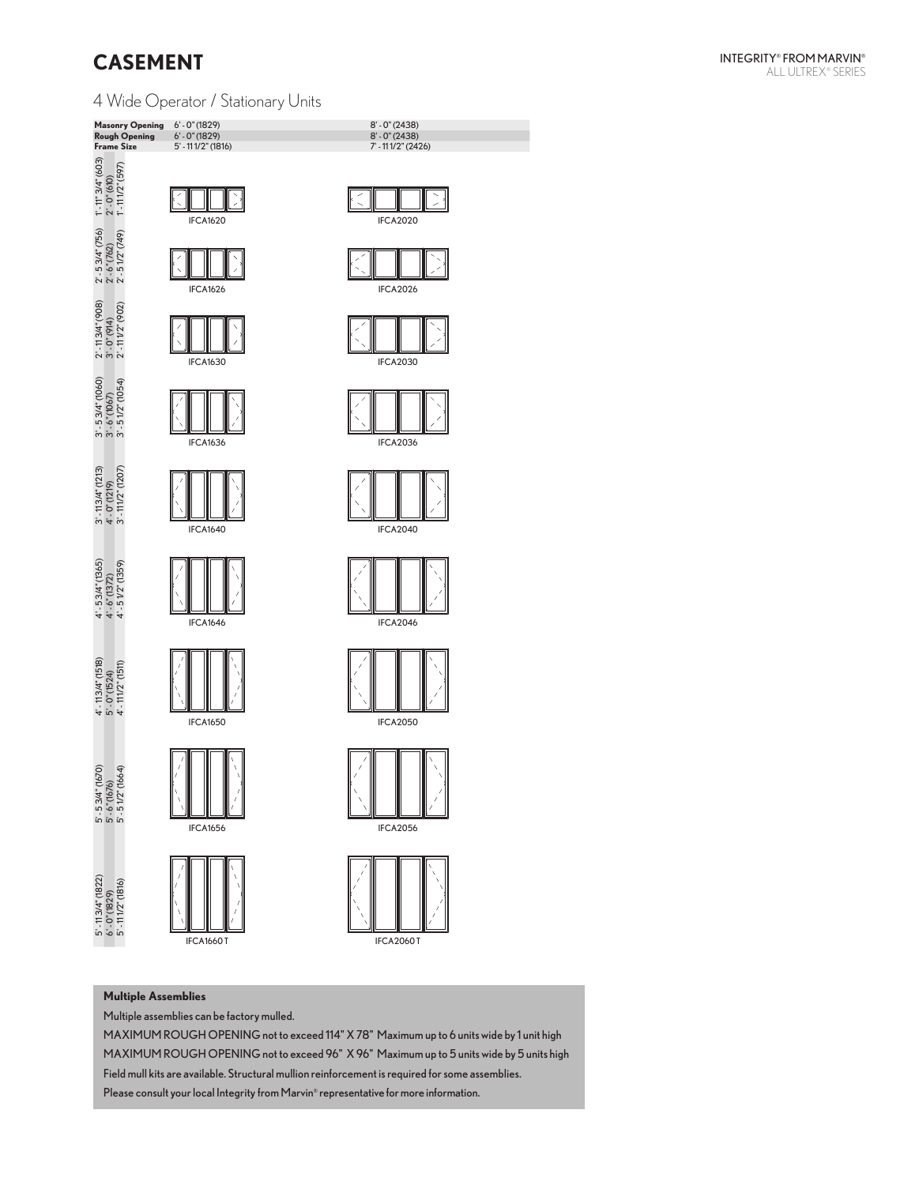# CASEMENT

## 4 Wide Operator / Stationary Units

| Masonry Opening / Rough Opening / Frame Size | 6' - 0" (1829) / 6' - 0" (1829) / 5' - 11 1/2" (1816) | 8' - 0" (2438) / 8' - 0" (2438) / 7' - 11 1/2" (2426) |
|---|---|---|
| 1' - 11" 3/4" (603) / 2' - 0" (610) / 1' - 11 1/2" (597) | IFCA1620 | IFCA2020 |
| 2' - 5 3/4" (756) / 2' - 6" (762) / 2' - 5 1/2" (749) | IFCA1626 | IFCA2026 |
| 2' - 11 3/4" (908) / 3' - 0" (914) / 2' - 11 1/2" (902) | IFCA1630 | IFCA2030 |
| 3' - 5 3/4" (1060) / 3' - 6" (1067) / 3' - 5 1/2" (1054) | IFCA1636 | IFCA2036 |
| 3' - 11 3/4" (1213) / 4' - 0" (1219) / 3' - 11 1/2" (1207) | IFCA1640 | IFCA2040 |
| 4' - 5 3/4" (1365) / 4' - 6" (1372) / 4' - 5 1/2" (1359) | IFCA1646 | IFCA2046 |
| 4' - 11 3/4" (1518) / 5' - 0" (1524) / 4' - 11 1/2" (1511) | IFCA1650 | IFCA2050 |
| 5' - 5 3/4" (1670) / 5' - 6" (1676) / 5' - 5 1/2" (1664) | IFCA1656 | IFCA2056 |
| 5' - 11 3/4" (1822) / 6' - 0" (1829) / 5' - 11 1/2" (1816) | IFCA1660 T | IFCA2060 T |

**Multiple Assemblies**

Multiple assemblies can be factory mulled.

MAXIMUM ROUGH OPENING not to exceed 114" X 78" Maximum up to 6 units wide by 1 unit high

MAXIMUM ROUGH OPENING not to exceed 96" X 96" Maximum up to 5 units wide by 5 units high

Field mull kits are available. Structural mullion reinforcement is required for some assemblies.

Please consult your local Integrity from Marvin® representative for more information.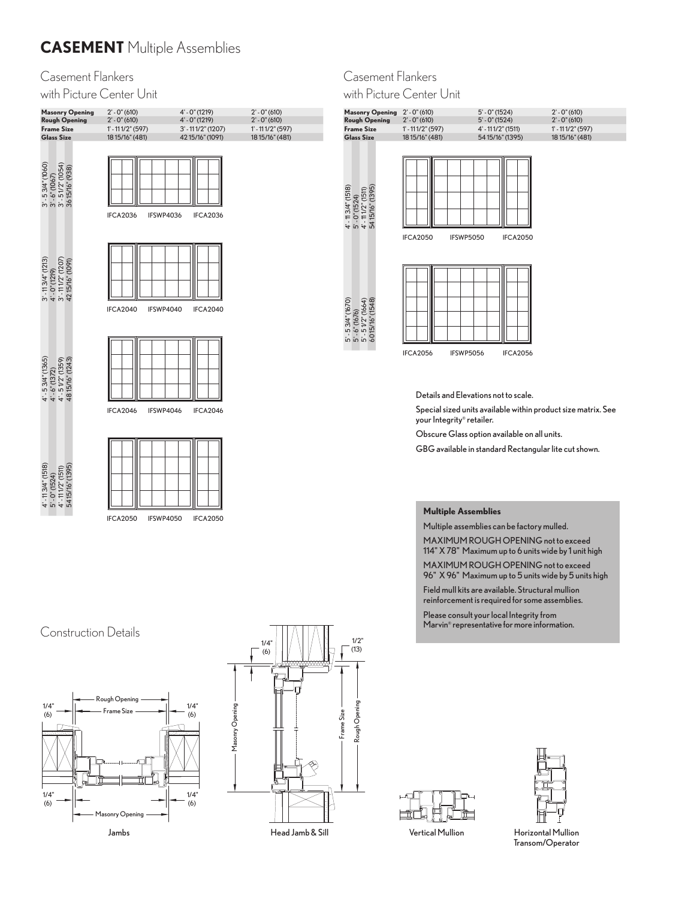# **CASEMENT** Multiple Assemblies

## Casement Flankers with Picture Center Unit

| | | | |
|---|---|---|---|
| **Masonry Opening** | 2' - 0" (610) | 4' - 0" (1219) | 2' - 0" (610) |
| **Rough Opening** | 2' - 0" (610) | 4' - 0" (1219) | 2' - 0" (610) |
| **Frame Size** | 1' - 11 1/2" (597) | 3' - 11 1/2" (1207) | 1' - 11 1/2" (597) |
| **Glass Size** | 18 15/16" (481) | 42 15/16" (1091) | 18 15/16" (481) |

| Masonry Opening | Rough Opening | Frame Size | Glass Size | Units |
|---|---|---|---|---|
| 3' - 5 3/4" (1060) | 3' - 6" (1067) | 3' - 5 1/2" (1054) | 36 15/16" (938) | IFCA2036 IFSWP4036 IFCA2036 |
| 3' - 11 3/4" (1213) | 4' - 0" (1219) | 3' - 11 1/2" (1207) | 42 15/16" (1091) | IFCA2040 IFSWP4040 IFCA2040 |
| 4' - 5 3/4" (1365) | 4' - 6" (1372) | 4' - 5 1/2" (1359) | 48 15/16" (1243) | IFCA2046 IFSWP4046 IFCA2046 |
| 4' - 11 3/4" (1518) | 5' - 0" (1524) | 4' - 11 1/2" (1511) | 54 15/16" (1395) | IFCA2050 IFSWP4050 IFCA2050 |

## Casement Flankers with Picture Center Unit

| | | | |
|---|---|---|---|
| **Masonry Opening** | 2' - 0" (610) | 5' - 0" (1524) | 2' - 0" (610) |
| **Rough Opening** | 2' - 0" (610) | 5' - 0" (1524) | 2' - 0" (610) |
| **Frame Size** | 1' - 11 1/2" (597) | 4' - 11 1/2" (1511) | 1' - 11 1/2" (597) |
| **Glass Size** | 18 15/16" (481) | 54 15/16" (1395) | 18 15/16" (481) |

| Masonry Opening | Rough Opening | Frame Size | Glass Size | Units |
|---|---|---|---|---|
| 4' - 11 3/4" (1518) | 5' - 0" (1524) | 4' - 11 1/2" (1511) | 54 15/16" (1395) | IFCA2050 IFSWP5050 IFCA2050 |
| 5' - 5 3/4" (1670) | 5' - 6" (1676) | 5' - 5 1/2" (1664) | 60 15/16" (1548) | IFCA2056 IFSWP5056 IFCA2056 |

Details and Elevations not to scale.

Special sized units available within product size matrix. See your Integrity® retailer.

Obscure Glass option available on all units.

GBG available in standard Rectangular lite cut shown.

**Multiple Assemblies**

Multiple assemblies can be factory mulled.

MAXIMUM ROUGH OPENING not to exceed 114" X 78" Maximum up to 6 units wide by 1 unit high

MAXIMUM ROUGH OPENING not to exceed 96" X 96" Maximum up to 5 units wide by 5 units high

Field mull kits are available. Structural mullion reinforcement is required for some assemblies.

Please consult your local Integrity from Marvin® representative for more information.

## Construction Details

Rough Opening, Frame Size, 1/4" (6), 1/4" (6), 1/4" (6), 1/4" (6), Masonry Opening

Jambs

1/4" (6), 1/2" (13), Masonry Opening, Frame Size, Rough Opening

Head Jamb & Sill

Vertical Mullion

Horizontal Mullion Transom/Operator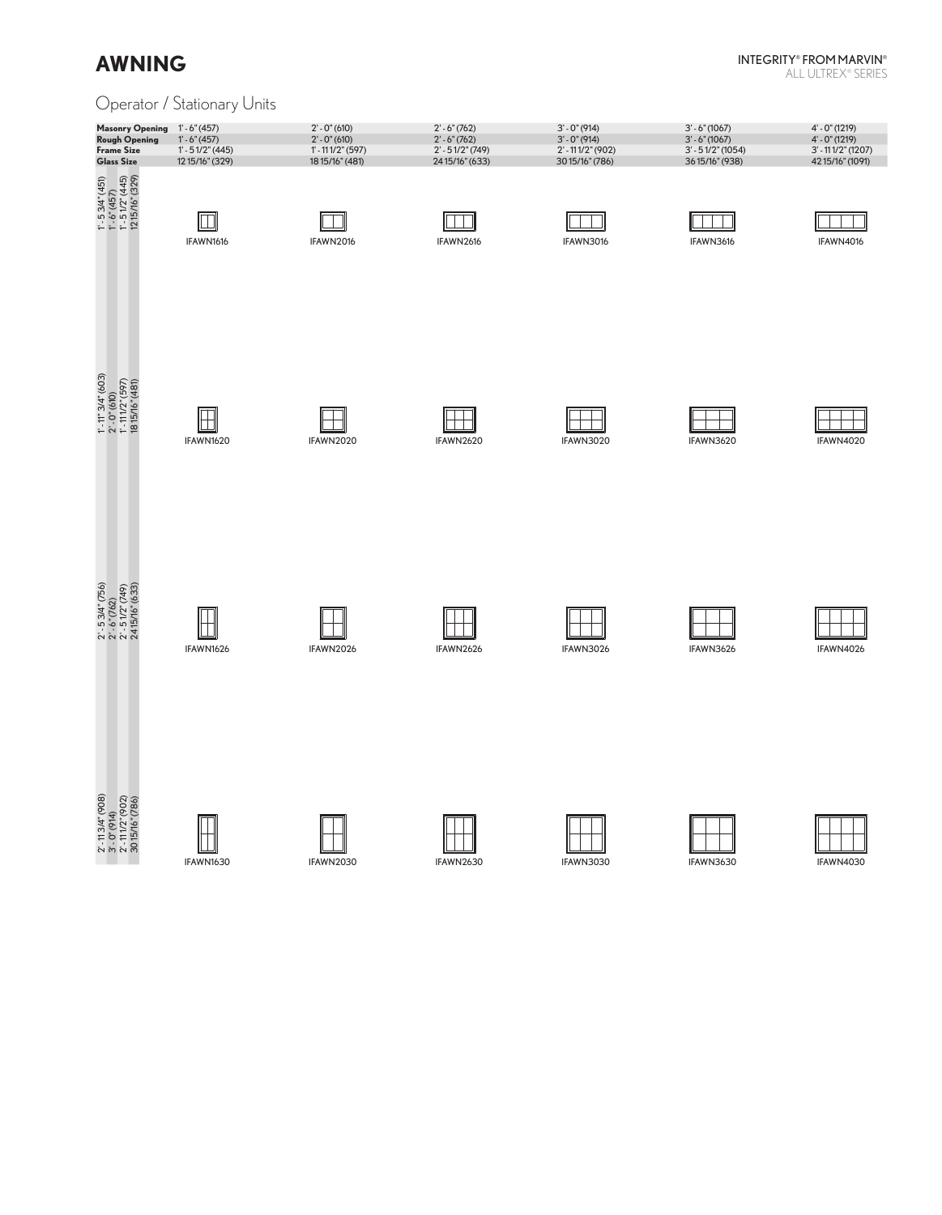# AWNING

INTEGRITY® FROM MARVIN®
ALL ULTREX® SERIES

## Operator / Stationary Units

| Masonry Opening / Rough Opening / Frame Size / Glass Size | 1' - 6" (457) / 1' - 6" (457) / 1' - 5 1/2" (445) / 12 15/16" (329) | 2' - 0" (610) / 2' - 0" (610) / 1' - 11 1/2" (597) / 18 15/16" (481) | 2' - 6" (762) / 2' - 6" (762) / 2' - 5 1/2" (749) / 24 15/16" (633) | 3' - 0" (914) / 3' - 0" (914) / 2' - 11 1/2" (902) / 30 15/16" (786) | 3' - 6" (1067) / 3' - 6" (1067) / 3' - 5 1/2" (1054) / 36 15/16" (938) | 4' - 0" (1219) / 4' - 0" (1219) / 3' - 11 1/2" (1207) / 42 15/16" (1091) |
|---|---|---|---|---|---|---|
| 1' - 5 3/4" (451) / 1' - 6" (457) / 1' - 5 1/2" (445) / 12 15/16" (329) | IFAWN1616 | IFAWN2016 | IFAWN2616 | IFAWN3016 | IFAWN3616 | IFAWN4016 |
| 1' - 11" 3/4" (603) / 2' - 0" (610) / 1' - 11 1/2" (597) / 18 15/16" (481) | IFAWN1620 | IFAWN2020 | IFAWN2620 | IFAWN3020 | IFAWN3620 | IFAWN4020 |
| 2' - 5 3/4" (756) / 2' - 6" (762) / 2' - 5 1/2" (749) / 24 15/16" (633) | IFAWN1626 | IFAWN2026 | IFAWN2626 | IFAWN3026 | IFAWN3626 | IFAWN4026 |
| 2' - 11 3/4" (908) / 3' - 0" (914) / 2' - 11 1/2" (902) / 30 15/16" (786) | IFAWN1630 | IFAWN2030 | IFAWN2630 | IFAWN3030 | IFAWN3630 | IFAWN4030 |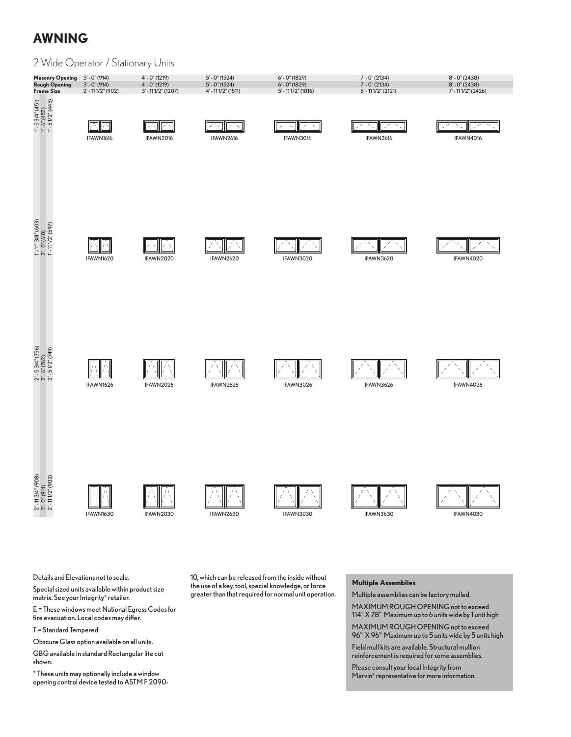# AWNING

## 2 Wide Operator / Stationary Units

| Masonry Opening / Rough Opening / Frame Size | 3' - 0" (914) / 3' - 0" (914) / 2' - 11 1/2" (902) | 4' - 0" (1219) / 4' - 0" (1219) / 3' - 11 1/2" (1207) | 5' - 0" (1524) / 5' - 0" (1524) / 4' - 11 1/2" (1511) | 6' - 0" (1829) / 6' - 0" (1829) / 5' - 11 1/2" (1816) | 7' - 0" (2134) / 7' - 0" (2134) / 6' - 11 1/2" (2121) | 8' - 0" (2438) / 8' - 0" (2438) / 7' - 11 1/2" (2426) |
|---|---|---|---|---|---|---|
| 1' - 5 3/4" (451) / 1' - 6" (457) / 1' - 5 1/2" (445) | IFAWN1616 | IFAWN2016 | IFAWN2616 | IFAWN3016 | IFAWN3616 | IFAWN4016 |
| 1' - 11" 3/4" (603) / 2' - 0" (610) / 1' - 11 1/2" (597) | IFAWN1620 | IFAWN2020 | IFAWN2620 | IFAWN3020 | IFAWN3620 | IFAWN4020 |
| 2' - 5 3/4" (756) / 2' - 6" (762) / 2' - 5 1/2" (749) | IFAWN1626 | IFAWN2026 | IFAWN2626 | IFAWN3026 | IFAWN3626 | IFAWN4026 |
| 2' - 11 3/4" (908) / 3' - 0" (914) / 2' - 11 1/2" (902) | IFAWN1630 | IFAWN2030 | IFAWN2630 | IFAWN3030 | IFAWN3630 | IFAWN4030 |

Details and Elevations not to scale.

Special sized units available within product size matrix. See your Integrity® retailer.

E = These windows meet National Egress Codes for fire evacuation. Local codes may differ.

T = Standard Tempered

Obscure Glass option available on all units.

GBG available in standard Rectangular lite cut shown.

* These units may optionally include a window opening control device tested to ASTM F 2090-10, which can be released from the inside without the use of a key, tool, special knowledge, or force greater than that required for normal unit operation.

**Multiple Assemblies**

Multiple assemblies can be factory mulled.

MAXIMUM ROUGH OPENING not to exceed 114" X 78" Maximum up to 6 units wide by 1 unit high

MAXIMUM ROUGH OPENING not to exceed 96" X 96" Maximum up to 5 units wide by 5 units high

Field mull kits are available. Structural mullion reinforcement is required for some assemblies.

Please consult your local Integrity from Marvin® representative for more information.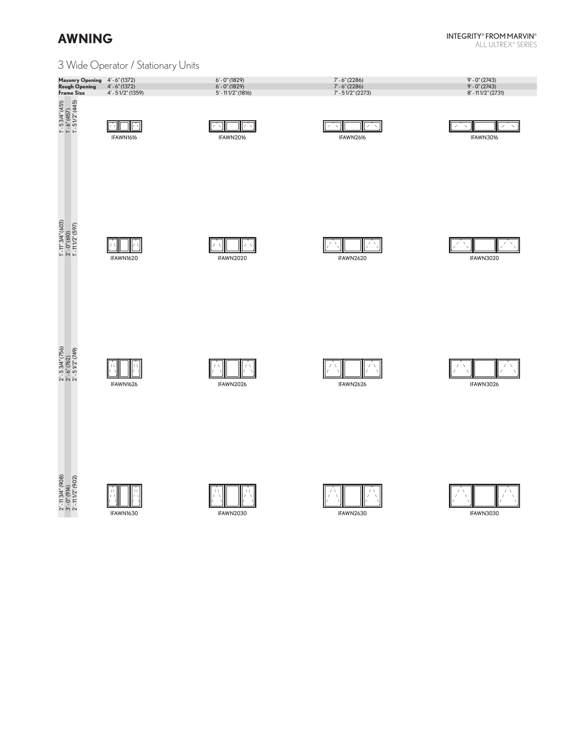# AWNING

INTEGRITY® FROM MARVIN®
ALL ULTREX® SERIES

## 3 Wide Operator / Stationary Units

| Masonry Opening / Rough Opening / Frame Size | 4' - 6" (1372) / 4' - 6" (1372) / 4' - 5 1/2" (1359) | 6' - 0" (1829) / 6' - 0" (1829) / 5' - 11 1/2" (1816) | 7' - 6" (2286) / 7' - 6" (2286) / 7' - 5 1/2" (2273) | 9' - 0" (2743) / 9' - 0" (2743) / 8' - 11 1/2" (2731) |
|---|---|---|---|---|
| 1' - 5 3/4" (451) / 1' - 6" (457) / 1' - 5 1/2" (445) | IFAWN1616 | IFAWN2016 | IFAWN2616 | IFAWN3016 |
| 1' - 11 3/4" (603) / 2' - 0" (610) / 1' - 11 1/2" (597) | IFAWN1620 | IFAWN2020 | IFAWN2620 | IFAWN3020 |
| 2' - 5 3/4" (756) / 2' - 6" (762) / 2' - 5 1/2" (749) | IFAWN1626 | IFAWN2026 | IFAWN2626 | IFAWN3026 |
| 2' - 11 3/4" (908) / 3' - 0" (914) / 2' - 11 1/2" (902) | IFAWN1630 | IFAWN2030 | IFAWN2630 | IFAWN3030 |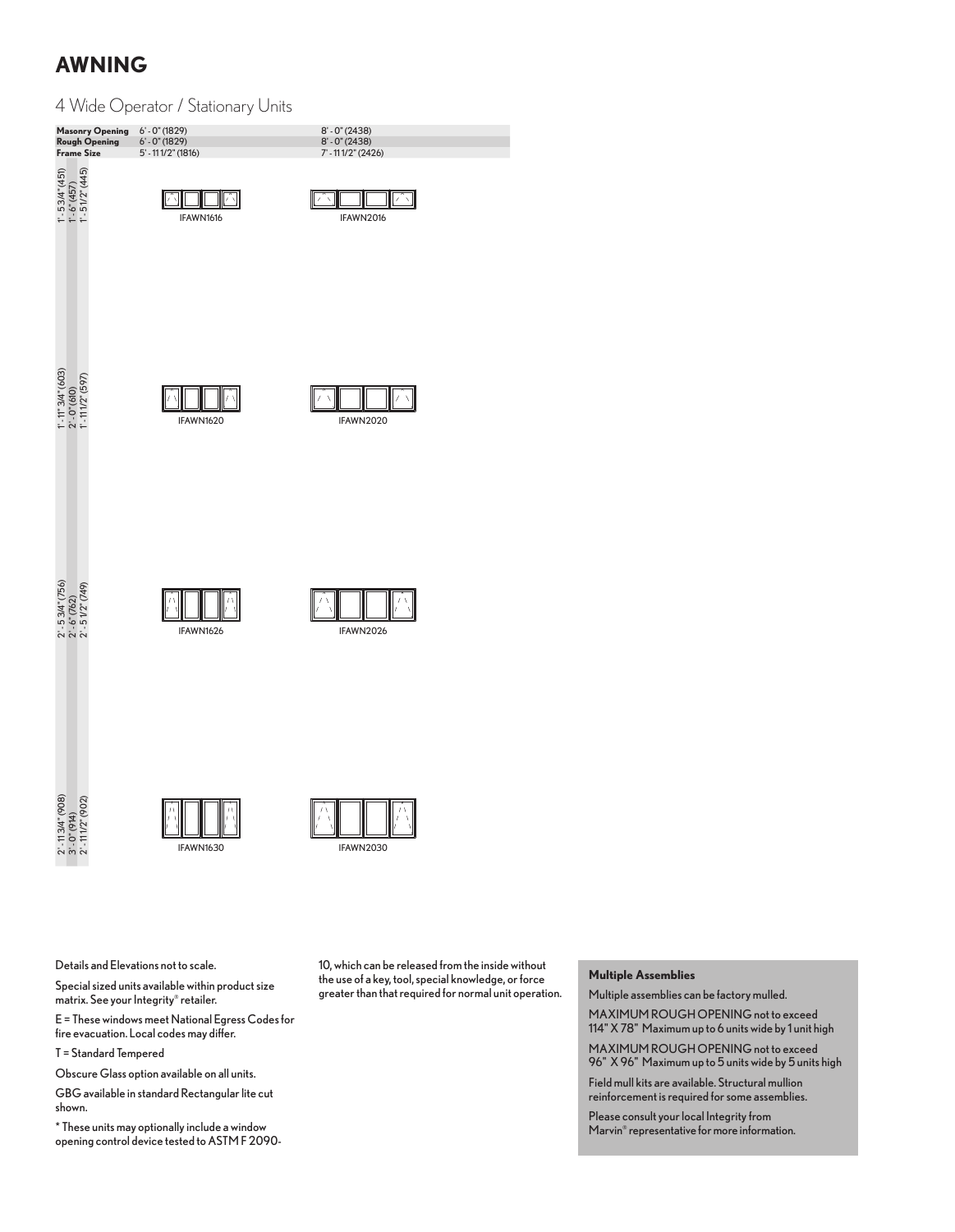# AWNING

## 4 Wide Operator / Stationary Units

| Masonry Opening | Rough Opening | Frame Size | 6' - 0" (1829) / 6' - 0" (1829) / 5' - 11 1/2" (1816) | 8' - 0" (2438) / 8' - 0" (2438) / 7' - 11 1/2" (2426) |
|---|---|---|---|---|
| 1' - 5 3/4" (451) | 1' - 6" (457) | 1' - 5 1/2" (445) | IFAWN1616 | IFAWN2016 |
| 1' - 11" 3/4" (603) | 2' - 0" (610) | 1' - 11 1/2" (597) | IFAWN1620 | IFAWN2020 |
| 2' - 5 3/4" (756) | 2' - 6" (762) | 2' - 5 1/2" (749) | IFAWN1626 | IFAWN2026 |
| 2' - 11 3/4" (908) | 3' - 0" (914) | 2' - 11 1/2" (902) | IFAWN1630 | IFAWN2030 |

Details and Elevations not to scale.

Special sized units available within product size matrix. See your Integrity® retailer.

E = These windows meet National Egress Codes for fire evacuation. Local codes may differ.

T = Standard Tempered

Obscure Glass option available on all units.

GBG available in standard Rectangular lite cut shown.

* These units may optionally include a window opening control device tested to ASTM F 2090-10, which can be released from the inside without the use of a key, tool, special knowledge, or force greater than that required for normal unit operation.

**Multiple Assemblies**

Multiple assemblies can be factory mulled.

MAXIMUM ROUGH OPENING not to exceed 114" X 78" Maximum up to 6 units wide by 1 unit high

MAXIMUM ROUGH OPENING not to exceed 96" X 96" Maximum up to 5 units wide by 5 units high

Field mull kits are available. Structural mullion reinforcement is required for some assemblies.

Please consult your local Integrity from Marvin® representative for more information.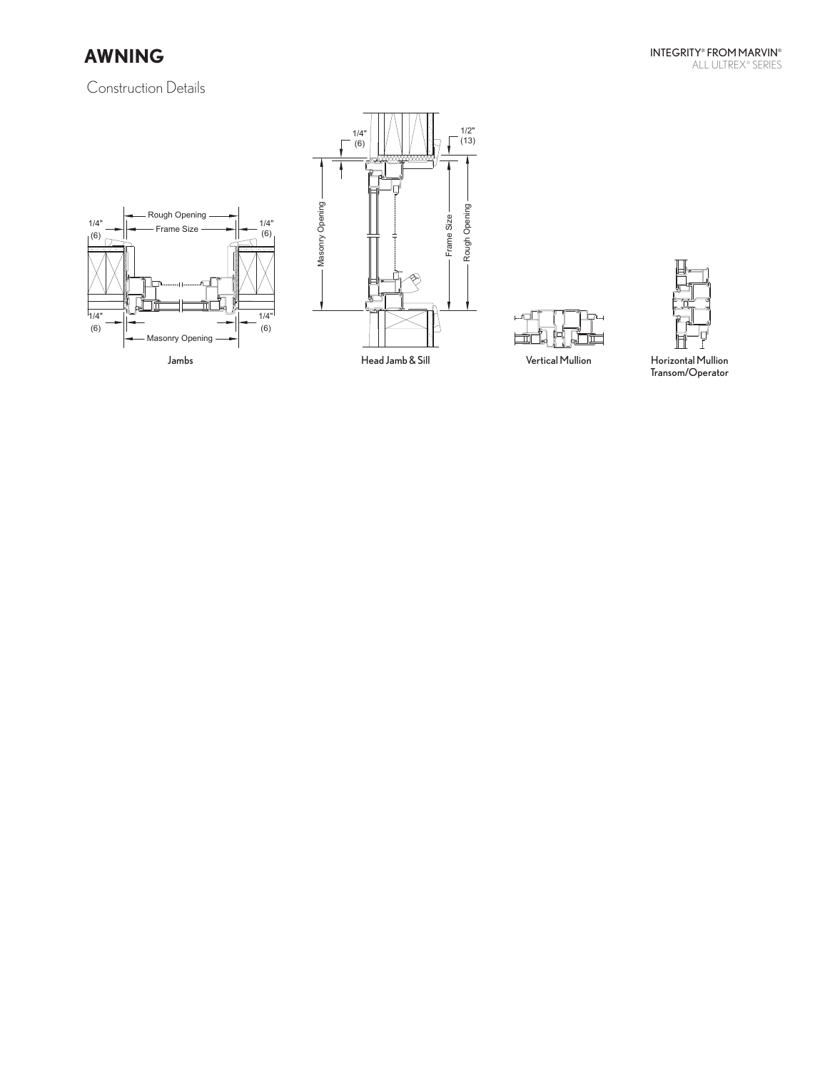# AWNING

## Construction Details

1/4" (6)

Rough Opening

Frame Size

1/4" (6)

1/4" (6)

Masonry Opening

1/4" (6)

Jambs

1/4" (6)

1/2" (13)

Masonry Opening

Frame Size

Rough Opening

Head Jamb & Sill

Vertical Mullion

Horizontal Mullion Transom/Operator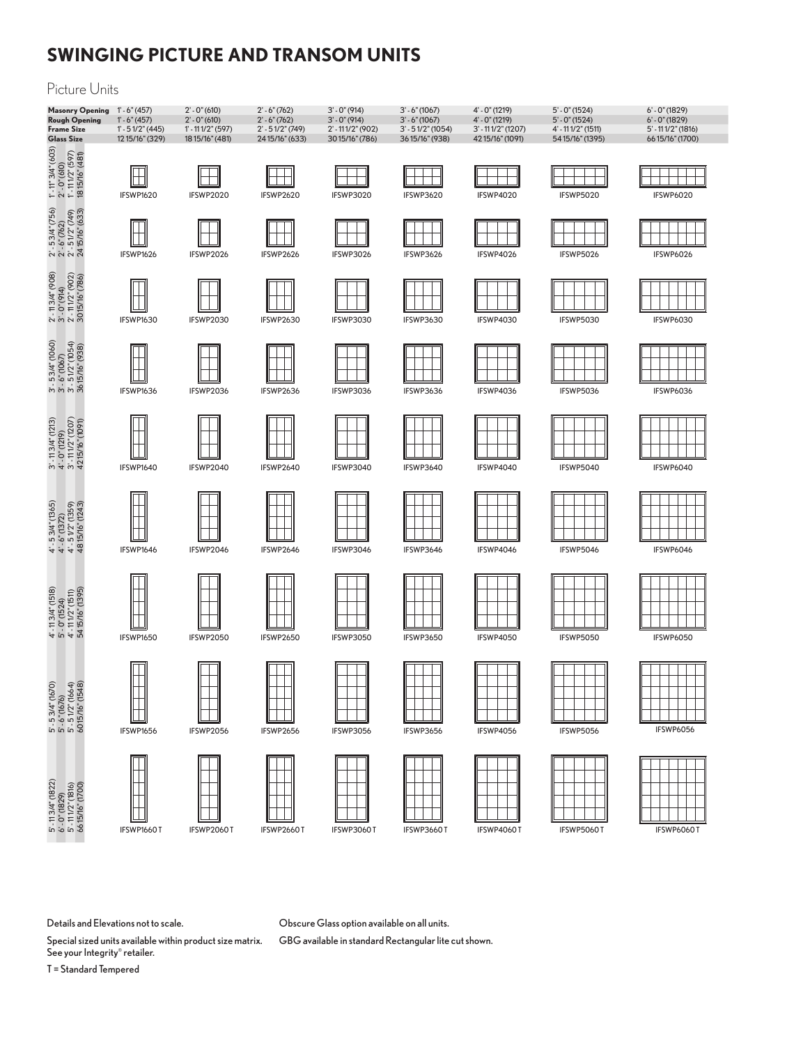# SWINGING PICTURE AND TRANSOM UNITS

## Picture Units

| Height (Masonry Opening / Rough Opening / Frame Size / Glass Size) | Masonry Opening 1' - 6" (457)<br>Rough Opening 1' - 6" (457)<br>Frame Size 1' - 5 1/2" (445)<br>Glass Size 12 15/16" (329) | 2' - 0" (610)<br>2' - 0" (610)<br>1' - 11 1/2" (597)<br>18 15/16" (481) | 2' - 6" (762)<br>2' - 6" (762)<br>2' - 5 1/2" (749)<br>24 15/16" (633) | 3' - 0" (914)<br>3' - 0" (914)<br>2' - 11 1/2" (902)<br>30 15/16" (786) | 3' - 6" (1067)<br>3' - 6" (1067)<br>3' - 5 1/2" (1054)<br>36 15/16" (938) | 4' - 0" (1219)<br>4' - 0" (1219)<br>3' - 11 1/2" (1207)<br>42 15/16" (1091) | 5' - 0" (1524)<br>5' - 0" (1524)<br>4' - 11 1/2" (1511)<br>54 15/16" (1395) | 6' - 0" (1829)<br>6' - 0" (1829)<br>5' - 11 1/2" (1816)<br>66 15/16" (1700) |
|---|---|---|---|---|---|---|---|---|
| 1' - 11" 3/4" (603)<br>2' - 0" (610)<br>1' - 11 1/2" (597)<br>18 15/16" (481) | IFSWP1620 | IFSWP2020 | IFSWP2620 | IFSWP3020 | IFSWP3620 | IFSWP4020 | IFSWP5020 | IFSWP6020 |
| 2' - 5 3/4" (756)<br>2' - 6" (762)<br>2' - 5 1/2" (749)<br>24 15/16" (633) | IFSWP1626 | IFSWP2026 | IFSWP2626 | IFSWP3026 | IFSWP3626 | IFSWP4026 | IFSWP5026 | IFSWP6026 |
| 2' - 11 3/4" (908)<br>3' - 0" (914)<br>2' - 11 1/2" (902)<br>30 15/16" (786) | IFSWP1630 | IFSWP2030 | IFSWP2630 | IFSWP3030 | IFSWP3630 | IFSWP4030 | IFSWP5030 | IFSWP6030 |
| 3' - 5 3/4" (1060)<br>3' - 6" (1067)<br>3' - 5 1/2" (1054)<br>36 15/16" (938) | IFSWP1636 | IFSWP2036 | IFSWP2636 | IFSWP3036 | IFSWP3636 | IFSWP4036 | IFSWP5036 | IFSWP6036 |
| 3' - 11 3/4" (1213)<br>4' - 0" (1219)<br>3' - 11 1/2" (1207)<br>42 15/16" (1091) | IFSWP1640 | IFSWP2040 | IFSWP2640 | IFSWP3040 | IFSWP3640 | IFSWP4040 | IFSWP5040 | IFSWP6040 |
| 4' - 5 3/4" (1365)<br>4' - 6" (1372)<br>4' - 5 1/2" (1359)<br>48 15/16" (1243) | IFSWP1646 | IFSWP2046 | IFSWP2646 | IFSWP3046 | IFSWP3646 | IFSWP4046 | IFSWP5046 | IFSWP6046 |
| 4' - 11 3/4" (1518)<br>5' - 0" (1524)<br>4' - 11 1/2" (1511)<br>54 15/16" (1395) | IFSWP1650 | IFSWP2050 | IFSWP2650 | IFSWP3050 | IFSWP3650 | IFSWP4050 | IFSWP5050 | IFSWP6050 |
| 5' - 5 3/4" (1670)<br>5' - 6" (1676)<br>5' - 5 1/2" (1664)<br>60 15/16" (1548) | IFSWP1656 | IFSWP2056 | IFSWP2656 | IFSWP3056 | IFSWP3656 | IFSWP4056 | IFSWP5056 | IFSWP6056 |
| 5' - 11 3/4" (1822)<br>6' - 0" (1829)<br>5' - 11 1/2" (1816)<br>66 15/16" (1700) | IFSWP1660 T | IFSWP2060 T | IFSWP2660 T | IFSWP3060 T | IFSWP3660 T | IFSWP4060 T | IFSWP5060 T | IFSWP6060 T |

Details and Elevations not to scale.

Special sized units available within product size matrix. See your Integrity® retailer.

T = Standard Tempered

Obscure Glass option available on all units.

GBG available in standard Rectangular lite cut shown.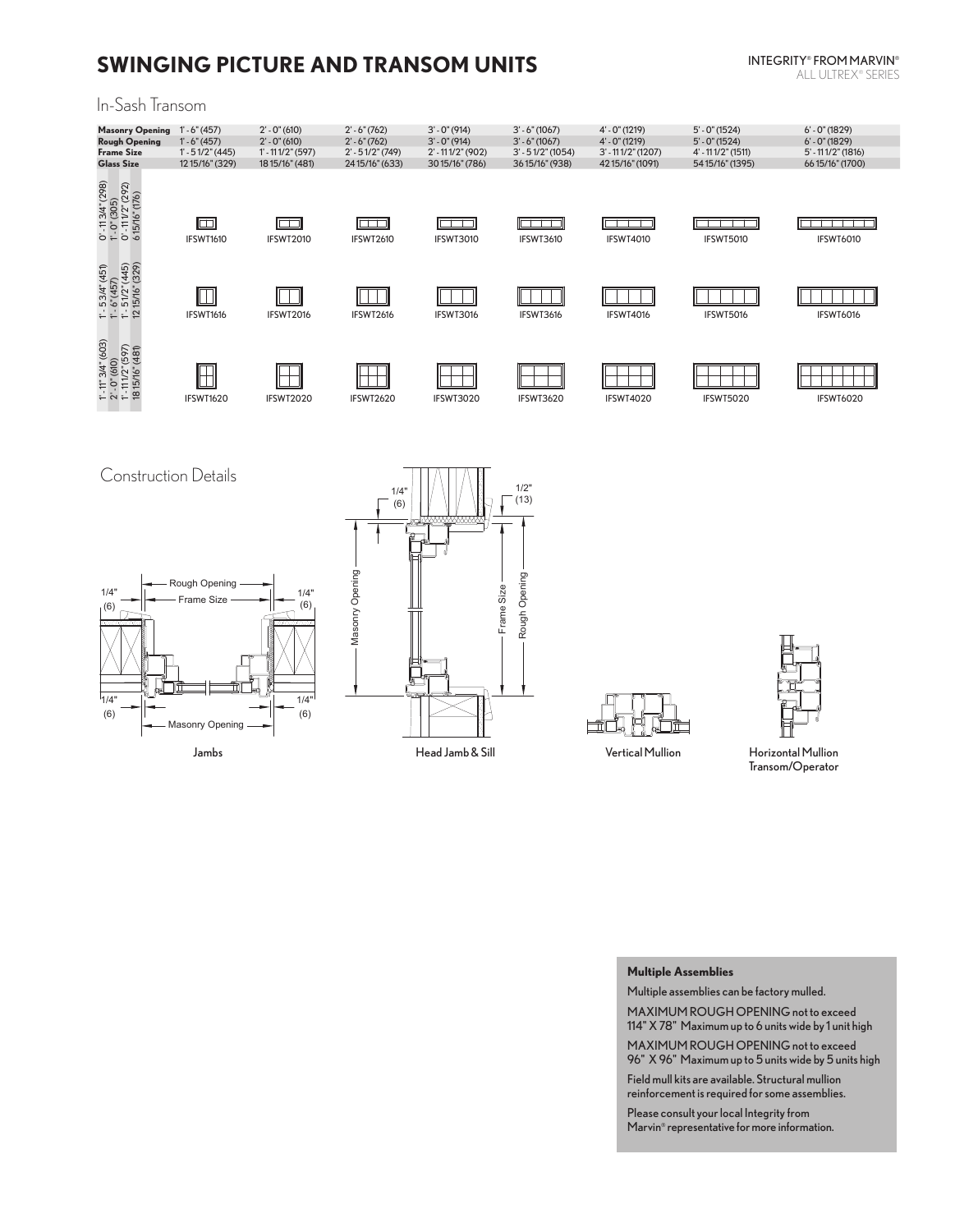# SWINGING PICTURE AND TRANSOM UNITS

INTEGRITY® FROM MARVIN®
ALL ULTREX® SERIES

## In-Sash Transom

| Masonry Opening / Rough Opening / Frame Size / Glass Size | 1' - 6" (457) / 1' - 6" (457) / 1' - 5 1/2" (445) / 12 15/16" (329) | 2' - 0" (610) / 2' - 0" (610) / 1' - 11 1/2" (597) / 18 15/16" (481) | 2' - 6" (762) / 2' - 6" (762) / 2' - 5 1/2" (749) / 24 15/16" (633) | 3' - 0" (914) / 3' - 0" (914) / 2' - 11 1/2" (902) / 30 15/16" (786) | 3' - 6" (1067) / 3' - 6" (1067) / 3' - 5 1/2" (1054) / 36 15/16" (938) | 4' - 0" (1219) / 4' - 0" (1219) / 3' - 11 1/2" (1207) / 42 15/16" (1091) | 5' - 0" (1524) / 5' - 0" (1524) / 4' - 11 1/2" (1511) / 54 15/16" (1395) | 6' - 0" (1829) / 6' - 0" (1829) / 5' - 11 1/2" (1816) / 66 15/16" (1700) |
|---|---|---|---|---|---|---|---|---|
| 0' - 11 3/4" (298) / 1' - 0" (305) / 0' - 11 1/2" (292) / 6 15/16" (176) | IFSWT1610 | IFSWT2010 | IFSWT2610 | IFSWT3010 | IFSWT3610 | IFSWT4010 | IFSWT5010 | IFSWT6010 |
| 1' - 5 3/4" (451) / 1' - 6" (457) / 1' - 5 1/2" (445) / 12 15/16" (329) | IFSWT1616 | IFSWT2016 | IFSWT2616 | IFSWT3016 | IFSWT3616 | IFSWT4016 | IFSWT5016 | IFSWT6016 |
| 1' - 11" 3/4" (603) / 2' - 0" (610) / 1' - 11 1/2" (597) / 18 15/16" (481) | IFSWT1620 | IFSWT2020 | IFSWT2620 | IFSWT3020 | IFSWT3620 | IFSWT4020 | IFSWT5020 | IFSWT6020 |

## Construction Details

Rough Opening
Frame Size
1/4" (6)
1/4" (6)
1/4" (6)
1/4" (6)
Masonry Opening

Jambs

1/4" (6)
1/2" (13)
Masonry Opening
Frame Size
Rough Opening

Head Jamb & Sill

Vertical Mullion

Horizontal Mullion Transom/Operator

**Multiple Assemblies**

Multiple assemblies can be factory mulled.

MAXIMUM ROUGH OPENING not to exceed 114" X 78" Maximum up to 6 units wide by 1 unit high

MAXIMUM ROUGH OPENING not to exceed 96" X 96" Maximum up to 5 units wide by 5 units high

Field mull kits are available. Structural mullion reinforcement is required for some assemblies.

Please consult your local Integrity from Marvin® representative for more information.